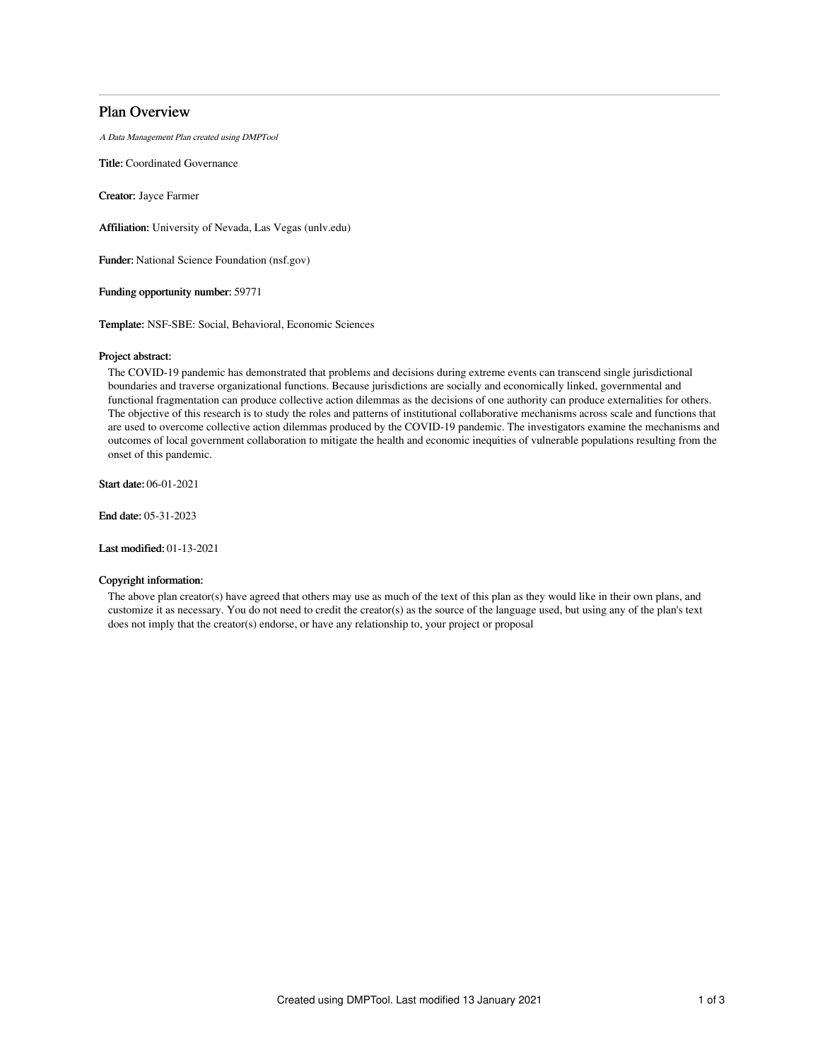# Plan Overview

*A Data Management Plan created using DMPTool*

**Title:** Coordinated Governance

**Creator:** Jayce Farmer

**Affiliation:** University of Nevada, Las Vegas (unlv.edu)

**Funder:** National Science Foundation (nsf.gov)

**Funding opportunity number:** 59771

**Template:** NSF-SBE: Social, Behavioral, Economic Sciences

**Project abstract:**

The COVID-19 pandemic has demonstrated that problems and decisions during extreme events can transcend single jurisdictional boundaries and traverse organizational functions. Because jurisdictions are socially and economically linked, governmental and functional fragmentation can produce collective action dilemmas as the decisions of one authority can produce externalities for others. The objective of this research is to study the roles and patterns of institutional collaborative mechanisms across scale and functions that are used to overcome collective action dilemmas produced by the COVID-19 pandemic. The investigators examine the mechanisms and outcomes of local government collaboration to mitigate the health and economic inequities of vulnerable populations resulting from the onset of this pandemic.

**Start date:** 06-01-2021

**End date:** 05-31-2023

**Last modified:** 01-13-2021

**Copyright information:**

The above plan creator(s) have agreed that others may use as much of the text of this plan as they would like in their own plans, and customize it as necessary. You do not need to credit the creator(s) as the source of the language used, but using any of the plan's text does not imply that the creator(s) endorse, or have any relationship to, your project or proposal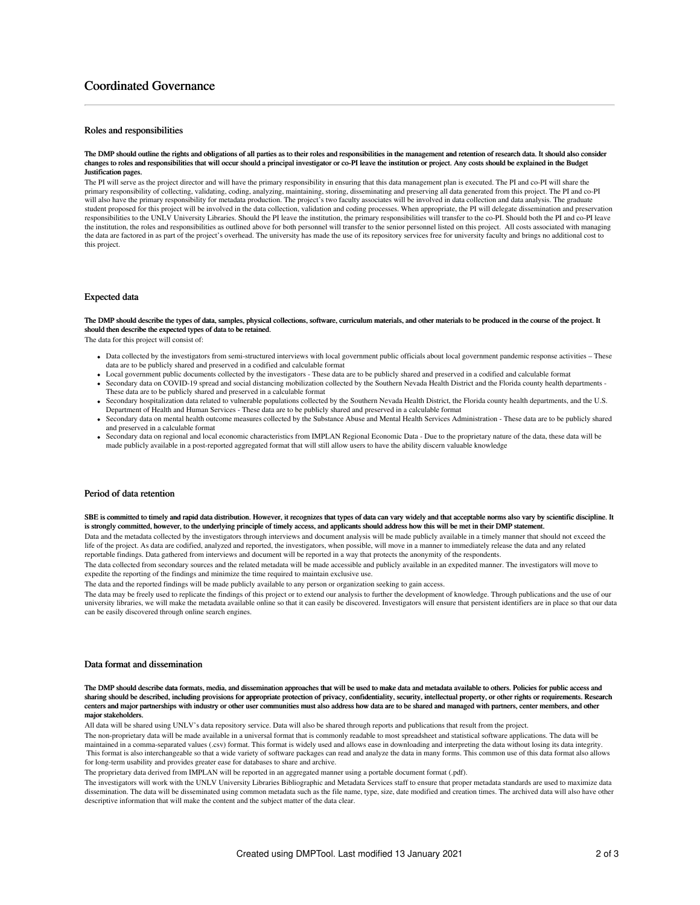# Coordinated Governance

### Roles and responsibilities

**The DMP should outline the rights and obligations of all parties as to their roles and responsibilities in the management and retention of research data. It should also consider changes to roles and responsibilities that will occur should a principal investigator or co-PI leave the institution or project. Any costs should be explained in the Budget Justification pages.**

The PI will serve as the project director and will have the primary responsibility in ensuring that this data management plan is executed. The PI and co-PI will share the primary responsibility of collecting, validating, coding, analyzing, maintaining, storing, disseminating and preserving all data generated from this project. The PI and co-PI will also have the primary responsibility for metadata production. The project's two faculty associates will be involved in data collection and data analysis. The graduate student proposed for this project will be involved in the data collection, validation and coding processes. When appropriate, the PI will delegate dissemination and preservation responsibilities to the UNLV University Libraries. Should the PI leave the institution, the primary responsibilities will transfer to the co-PI. Should both the PI and co-PI leave the institution, the roles and responsibilities as outlined above for both personnel will transfer to the senior personnel listed on this project. All costs associated with managing the data are factored in as part of the project's overhead. The university has made the use of its repository services free for university faculty and brings no additional cost to this project.

### Expected data

**The DMP should describe the types of data, samples, physical collections, software, curriculum materials, and other materials to be produced in the course of the project. It should then describe the expected types of data to be retained.**

The data for this project will consist of:

- Data collected by the investigators from semi-structured interviews with local government public officials about local government pandemic response activities – These data are to be publicly shared and preserved in a codified and calculable format
- Local government public documents collected by the investigators - These data are to be publicly shared and preserved in a codified and calculable format
- Secondary data on COVID-19 spread and social distancing mobilization collected by the Southern Nevada Health District and the Florida county health departments - These data are to be publicly shared and preserved in a calculable format
- Secondary hospitalization data related to vulnerable populations collected by the Southern Nevada Health District, the Florida county health departments, and the U.S. Department of Health and Human Services - These data are to be publicly shared and preserved in a calculable format
- Secondary data on mental health outcome measures collected by the Substance Abuse and Mental Health Services Administration - These data are to be publicly shared and preserved in a calculable format
- Secondary data on regional and local economic characteristics from IMPLAN Regional Economic Data - Due to the proprietary nature of the data, these data will be made publicly available in a post-reported aggregated format that will still allow users to have the ability discern valuable knowledge

### Period of data retention

**SBE is committed to timely and rapid data distribution. However, it recognizes that types of data can vary widely and that acceptable norms also vary by scientific discipline. It is strongly committed, however, to the underlying principle of timely access, and applicants should address how this will be met in their DMP statement.**

Data and the metadata collected by the investigators through interviews and document analysis will be made publicly available in a timely manner that should not exceed the life of the project. As data are codified, analyzed and reported, the investigators, when possible, will move in a manner to immediately release the data and any related reportable findings. Data gathered from interviews and document will be reported in a way that protects the anonymity of the respondents.

The data collected from secondary sources and the related metadata will be made accessible and publicly available in an expedited manner. The investigators will move to expedite the reporting of the findings and minimize the time required to maintain exclusive use.

The data and the reported findings will be made publicly available to any person or organization seeking to gain access.

The data may be freely used to replicate the findings of this project or to extend our analysis to further the development of knowledge. Through publications and the use of our university libraries, we will make the metadata available online so that it can easily be discovered. Investigators will ensure that persistent identifiers are in place so that our data can be easily discovered through online search engines.

### Data format and dissemination

**The DMP should describe data formats, media, and dissemination approaches that will be used to make data and metadata available to others. Policies for public access and sharing should be described, including provisions for appropriate protection of privacy, confidentiality, security, intellectual property, or other rights or requirements. Research centers and major partnerships with industry or other user communities must also address how data are to be shared and managed with partners, center members, and other major stakeholders.**

All data will be shared using UNLV's data repository service. Data will also be shared through reports and publications that result from the project.

The non-proprietary data will be made available in a universal format that is commonly readable to most spreadsheet and statistical software applications. The data will be maintained in a comma-separated values (.csv) format. This format is widely used and allows ease in downloading and interpreting the data without losing its data integrity. This format is also interchangeable so that a wide variety of software packages can read and analyze the data in many forms. This common use of this data format also allows for long-term usability and provides greater ease for databases to share and archive.

The proprietary data derived from IMPLAN will be reported in an aggregated manner using a portable document format (.pdf).

The investigators will work with the UNLV University Libraries Bibliographic and Metadata Services staff to ensure that proper metadata standards are used to maximize data dissemination. The data will be disseminated using common metadata such as the file name, type, size, date modified and creation times. The archived data will also have other descriptive information that will make the content and the subject matter of the data clear.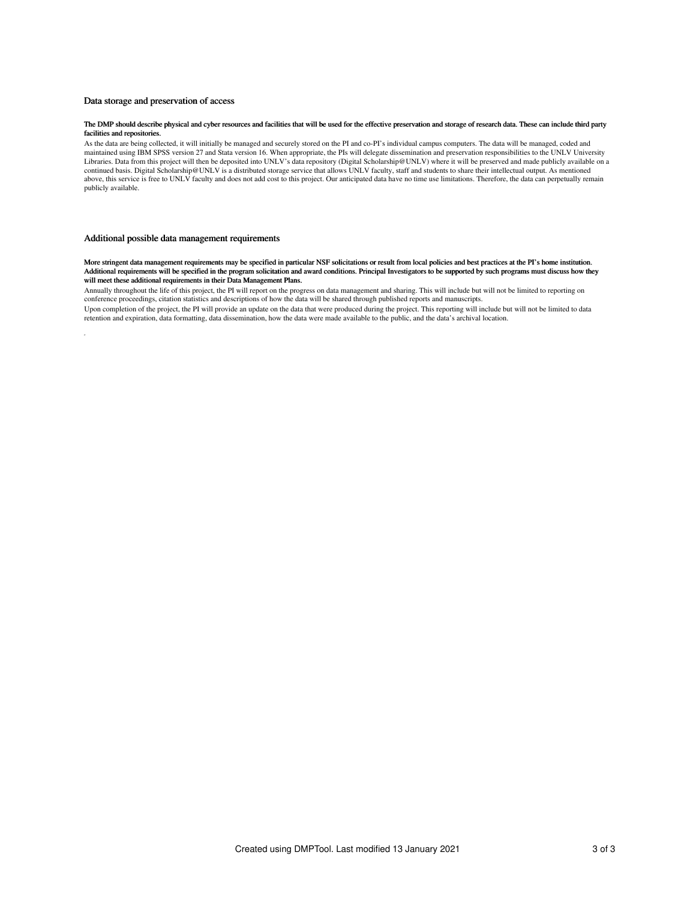## Data storage and preservation of access

**The DMP should describe physical and cyber resources and facilities that will be used for the effective preservation and storage of research data. These can include third party facilities and repositories.**

As the data are being collected, it will initially be managed and securely stored on the PI and co-PI's individual campus computers. The data will be managed, coded and maintained using IBM SPSS version 27 and Stata version 16. When appropriate, the PIs will delegate dissemination and preservation responsibilities to the UNLV University Libraries. Data from this project will then be deposited into UNLV's data repository (Digital Scholarship@UNLV) where it will be preserved and made publicly available on a continued basis. Digital Scholarship@UNLV is a distributed storage service that allows UNLV faculty, staff and students to share their intellectual output. As mentioned above, this service is free to UNLV faculty and does not add cost to this project. Our anticipated data have no time use limitations. Therefore, the data can perpetually remain publicly available.

## Additional possible data management requirements

**More stringent data management requirements may be specified in particular NSF solicitations or result from local policies and best practices at the PI's home institution. Additional requirements will be specified in the program solicitation and award conditions. Principal Investigators to be supported by such programs must discuss how they will meet these additional requirements in their Data Management Plans.**

Annually throughout the life of this project, the PI will report on the progress on data management and sharing. This will include but will not be limited to reporting on conference proceedings, citation statistics and descriptions of how the data will be shared through published reports and manuscripts.

Upon completion of the project, the PI will provide an update on the data that were produced during the project. This reporting will include but will not be limited to data retention and expiration, data formatting, data dissemination, how the data were made available to the public, and the data's archival location.

Created using DMPTool. Last modified 13 January 2021